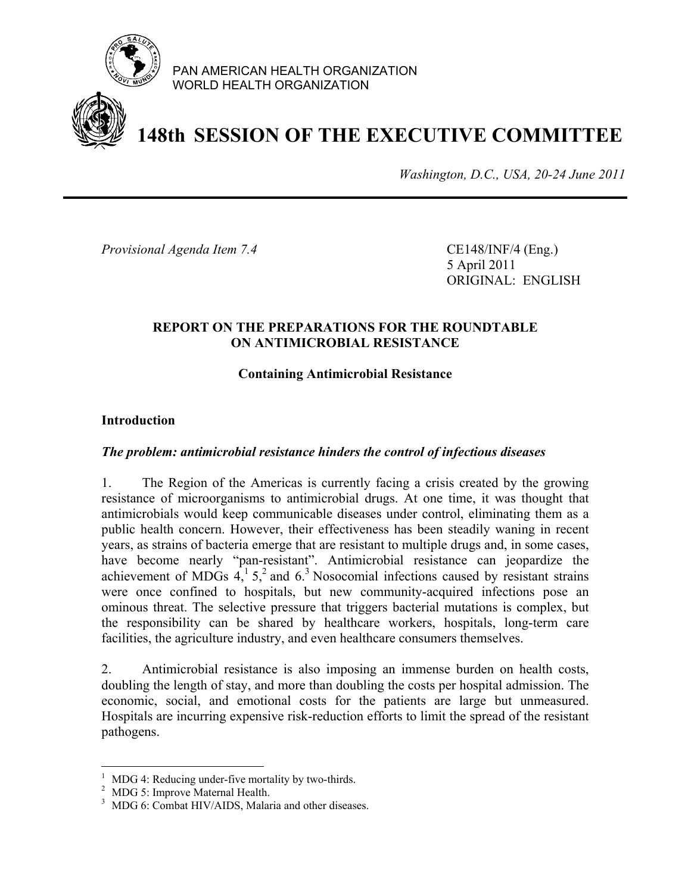PAN AMERICAN HEALTH ORGANIZATION
WORLD HEALTH ORGANIZATION

# 148th SESSION OF THE EXECUTIVE COMMITTEE

*Washington, D.C., USA, 20-24 June 2011*

*Provisional Agenda Item 7.4*

CE148/INF/4 (Eng.)
5 April 2011
ORIGINAL: ENGLISH

## REPORT ON THE PREPARATIONS FOR THE ROUNDTABLE ON ANTIMICROBIAL RESISTANCE

**Containing Antimicrobial Resistance**

### Introduction

***The problem: antimicrobial resistance hinders the control of infectious diseases***

1. The Region of the Americas is currently facing a crisis created by the growing resistance of microorganisms to antimicrobial drugs. At one time, it was thought that antimicrobials would keep communicable diseases under control, eliminating them as a public health concern. However, their effectiveness has been steadily waning in recent years, as strains of bacteria emerge that are resistant to multiple drugs and, in some cases, have become nearly "pan-resistant". Antimicrobial resistance can jeopardize the achievement of MDGs 4,[1] 5,[2] and 6.[3] Nosocomial infections caused by resistant strains were once confined to hospitals, but new community-acquired infections pose an ominous threat. The selective pressure that triggers bacterial mutations is complex, but the responsibility can be shared by healthcare workers, hospitals, long-term care facilities, the agriculture industry, and even healthcare consumers themselves.

2. Antimicrobial resistance is also imposing an immense burden on health costs, doubling the length of stay, and more than doubling the costs per hospital admission. The economic, social, and emotional costs for the patients are large but unmeasured. Hospitals are incurring expensive risk-reduction efforts to limit the spread of the resistant pathogens.

---

[1] MDG 4: Reducing under-five mortality by two-thirds.
[2] MDG 5: Improve Maternal Health.
[3] MDG 6: Combat HIV/AIDS, Malaria and other diseases.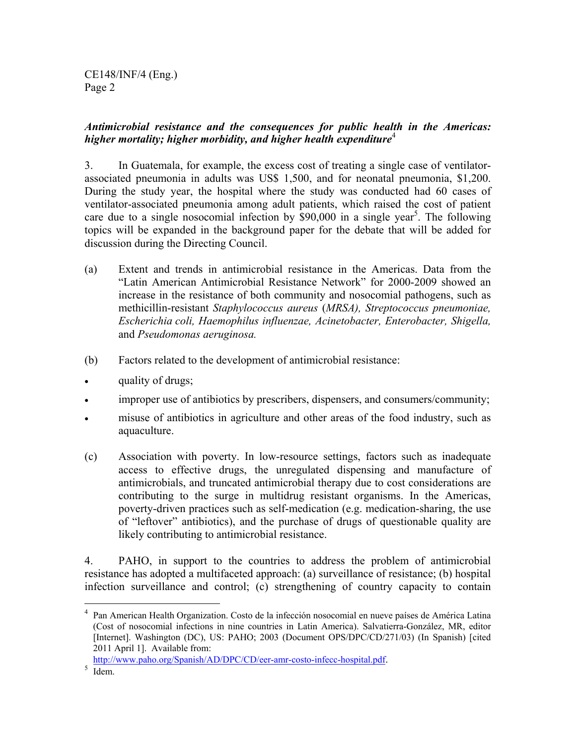***Antimicrobial resistance and the consequences for public health in the Americas: higher mortality; higher morbidity, and higher health expenditure***[4]

3. In Guatemala, for example, the excess cost of treating a single case of ventilator-associated pneumonia in adults was US$ 1,500, and for neonatal pneumonia, $1,200. During the study year, the hospital where the study was conducted had 60 cases of ventilator-associated pneumonia among adult patients, which raised the cost of patient care due to a single nosocomial infection by $90,000 in a single year[5]. The following topics will be expanded in the background paper for the debate that will be added for discussion during the Directing Council.

(a) Extent and trends in antimicrobial resistance in the Americas. Data from the "Latin American Antimicrobial Resistance Network" for 2000-2009 showed an increase in the resistance of both community and nosocomial pathogens, such as methicillin-resistant *Staphylococcus aureus* (*MRSA), Streptococcus pneumoniae, Escherichia coli, Haemophilus influenzae, Acinetobacter, Enterobacter, Shigella,* and *Pseudomonas aeruginosa.*

(b) Factors related to the development of antimicrobial resistance:

- quality of drugs;
- improper use of antibiotics by prescribers, dispensers, and consumers/community;
- misuse of antibiotics in agriculture and other areas of the food industry, such as aquaculture.

(c) Association with poverty. In low-resource settings, factors such as inadequate access to effective drugs, the unregulated dispensing and manufacture of antimicrobials, and truncated antimicrobial therapy due to cost considerations are contributing to the surge in multidrug resistant organisms. In the Americas, poverty-driven practices such as self-medication (e.g. medication-sharing, the use of "leftover" antibiotics), and the purchase of drugs of questionable quality are likely contributing to antimicrobial resistance.

4. PAHO, in support to the countries to address the problem of antimicrobial resistance has adopted a multifaceted approach: (a) surveillance of resistance; (b) hospital infection surveillance and control; (c) strengthening of country capacity to contain

---

[4] Pan American Health Organization. Costo de la infección nosocomial en nueve países de América Latina (Cost of nosocomial infections in nine countries in Latin America). Salvatierra-González, MR, editor [Internet]. Washington (DC), US: PAHO; 2003 (Document OPS/DPC/CD/271/03) (In Spanish) [cited 2011 April 1]. Available from: http://www.paho.org/Spanish/AD/DPC/CD/eer-amr-costo-infecc-hospital.pdf.

[5] Idem.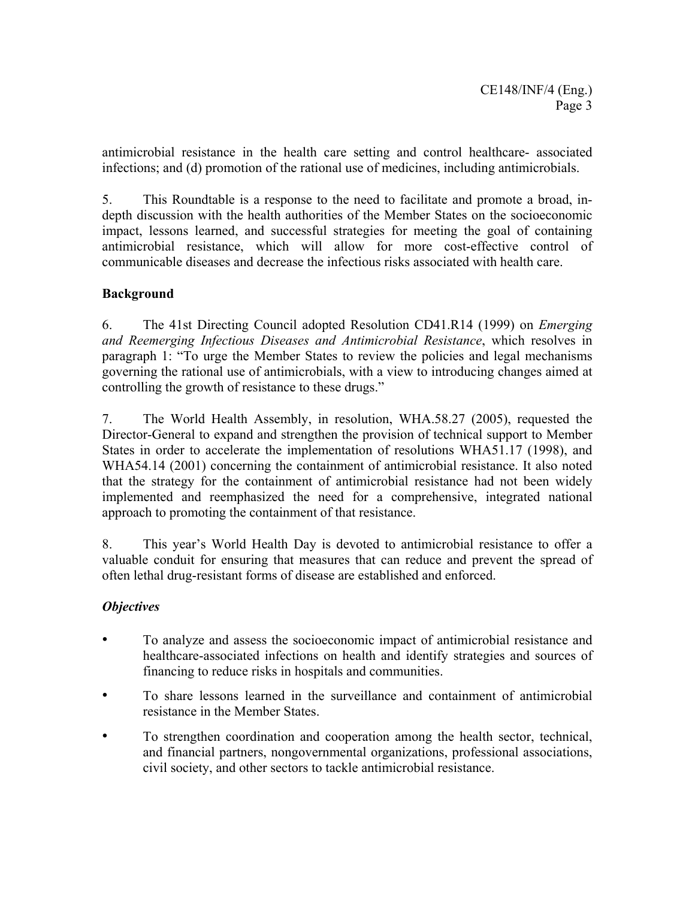antimicrobial resistance in the health care setting and control healthcare- associated infections; and (d) promotion of the rational use of medicines, including antimicrobials.

5. This Roundtable is a response to the need to facilitate and promote a broad, in-depth discussion with the health authorities of the Member States on the socioeconomic impact, lessons learned, and successful strategies for meeting the goal of containing antimicrobial resistance, which will allow for more cost-effective control of communicable diseases and decrease the infectious risks associated with health care.

## Background

6. The 41st Directing Council adopted Resolution CD41.R14 (1999) on *Emerging and Reemerging Infectious Diseases and Antimicrobial Resistance*, which resolves in paragraph 1: "To urge the Member States to review the policies and legal mechanisms governing the rational use of antimicrobials, with a view to introducing changes aimed at controlling the growth of resistance to these drugs."

7. The World Health Assembly, in resolution, WHA.58.27 (2005), requested the Director-General to expand and strengthen the provision of technical support to Member States in order to accelerate the implementation of resolutions WHA51.17 (1998), and WHA54.14 (2001) concerning the containment of antimicrobial resistance. It also noted that the strategy for the containment of antimicrobial resistance had not been widely implemented and reemphasized the need for a comprehensive, integrated national approach to promoting the containment of that resistance.

8. This year's World Health Day is devoted to antimicrobial resistance to offer a valuable conduit for ensuring that measures that can reduce and prevent the spread of often lethal drug-resistant forms of disease are established and enforced.

### *Objectives*

- To analyze and assess the socioeconomic impact of antimicrobial resistance and healthcare-associated infections on health and identify strategies and sources of financing to reduce risks in hospitals and communities.
- To share lessons learned in the surveillance and containment of antimicrobial resistance in the Member States.
- To strengthen coordination and cooperation among the health sector, technical, and financial partners, nongovernmental organizations, professional associations, civil society, and other sectors to tackle antimicrobial resistance.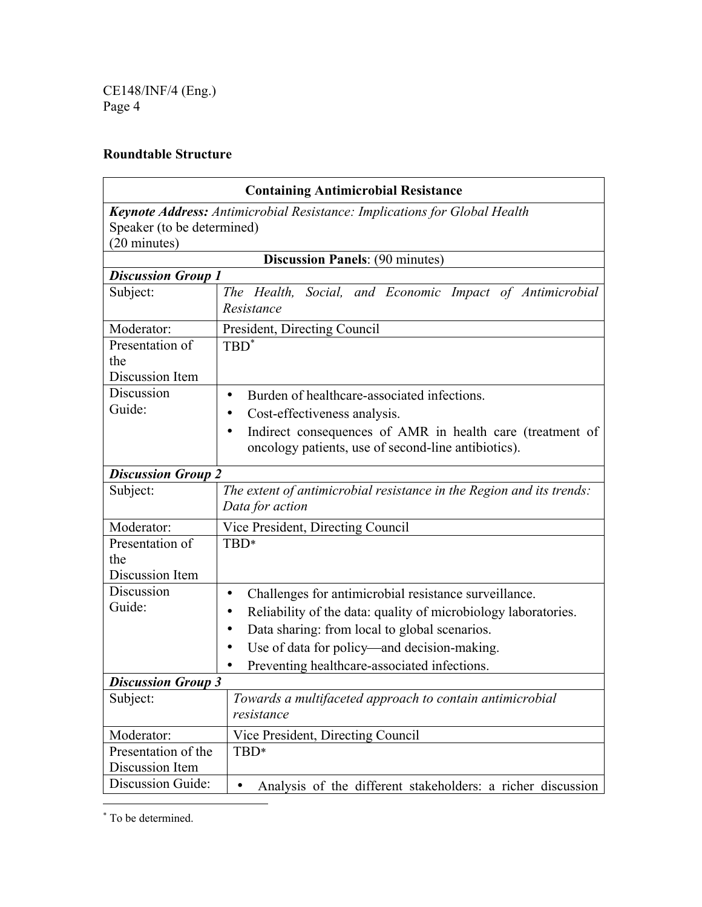## Roundtable Structure

| Containing Antimicrobial Resistance | |
|---|---|
| ***Keynote Address:*** *Antimicrobial Resistance: Implications for Global Health*<br>Speaker (to be determined)<br>(20 minutes) | |
| **Discussion Panels**: (90 minutes) | |
| ***Discussion Group 1*** | |
| Subject: | *The Health, Social, and Economic Impact of Antimicrobial Resistance* |
| Moderator: | President, Directing Council |
| Presentation of the Discussion Item | TBD* |
| Discussion Guide: | • Burden of healthcare-associated infections.<br>• Cost-effectiveness analysis.<br>• Indirect consequences of AMR in health care (treatment of oncology patients, use of second-line antibiotics). |
| ***Discussion Group 2*** | |
| Subject: | *The extent of antimicrobial resistance in the Region and its trends: Data for action* |
| Moderator: | Vice President, Directing Council |
| Presentation of the Discussion Item | TBD* |
| Discussion Guide: | • Challenges for antimicrobial resistance surveillance.<br>• Reliability of the data: quality of microbiology laboratories.<br>• Data sharing: from local to global scenarios.<br>• Use of data for policy—and decision-making.<br>• Preventing healthcare-associated infections. |
| ***Discussion Group 3*** | |
| Subject: | *Towards a multifaceted approach to contain antimicrobial resistance* |
| Moderator: | Vice President, Directing Council |
| Presentation of the Discussion Item | TBD* |
| Discussion Guide: | • Analysis of the different stakeholders: a richer discussion |

* To be determined.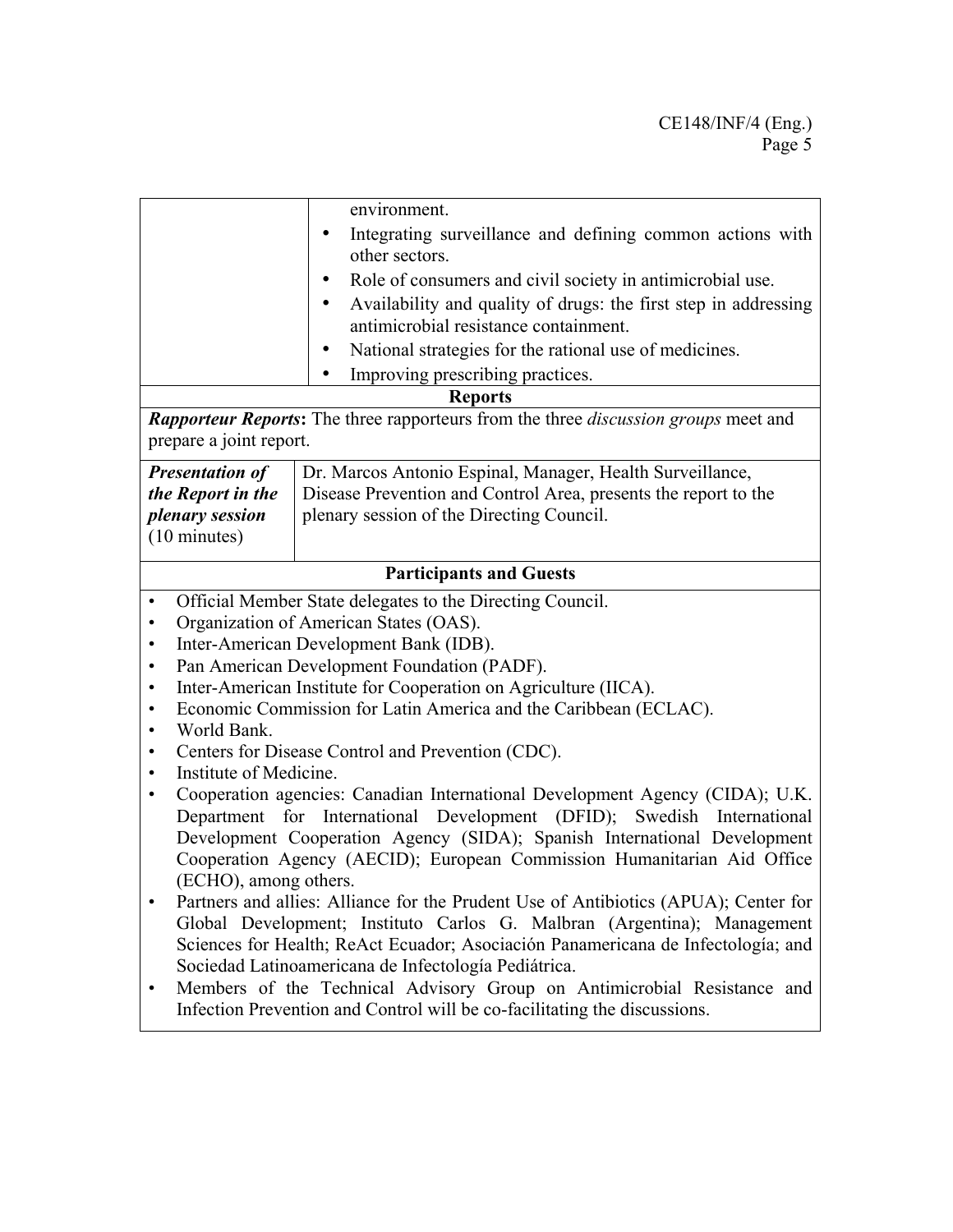| | |
|---|---|
| | environment.<br>• Integrating surveillance and defining common actions with other sectors.<br>• Role of consumers and civil society in antimicrobial use.<br>• Availability and quality of drugs: the first step in addressing antimicrobial resistance containment.<br>• National strategies for the rational use of medicines.<br>• Improving prescribing practices. |

**Reports**

***Rapporteur Reports*:** The three rapporteurs from the three *discussion groups* meet and prepare a joint report.

| | |
|---|---|
| ***Presentation of the Report in the plenary session*** (10 minutes) | Dr. Marcos Antonio Espinal, Manager, Health Surveillance, Disease Prevention and Control Area, presents the report to the plenary session of the Directing Council. |

**Participants and Guests**

- Official Member State delegates to the Directing Council.
- Organization of American States (OAS).
- Inter-American Development Bank (IDB).
- Pan American Development Foundation (PADF).
- Inter-American Institute for Cooperation on Agriculture (IICA).
- Economic Commission for Latin America and the Caribbean (ECLAC).
- World Bank.
- Centers for Disease Control and Prevention (CDC).
- Institute of Medicine.
- Cooperation agencies: Canadian International Development Agency (CIDA); U.K. Department for International Development (DFID); Swedish International Development Cooperation Agency (SIDA); Spanish International Development Cooperation Agency (AECID); European Commission Humanitarian Aid Office (ECHO), among others.
- Partners and allies: Alliance for the Prudent Use of Antibiotics (APUA); Center for Global Development; Instituto Carlos G. Malbran (Argentina); Management Sciences for Health; ReAct Ecuador; Asociación Panamericana de Infectología; and Sociedad Latinoamericana de Infectología Pediátrica.
- Members of the Technical Advisory Group on Antimicrobial Resistance and Infection Prevention and Control will be co-facilitating the discussions.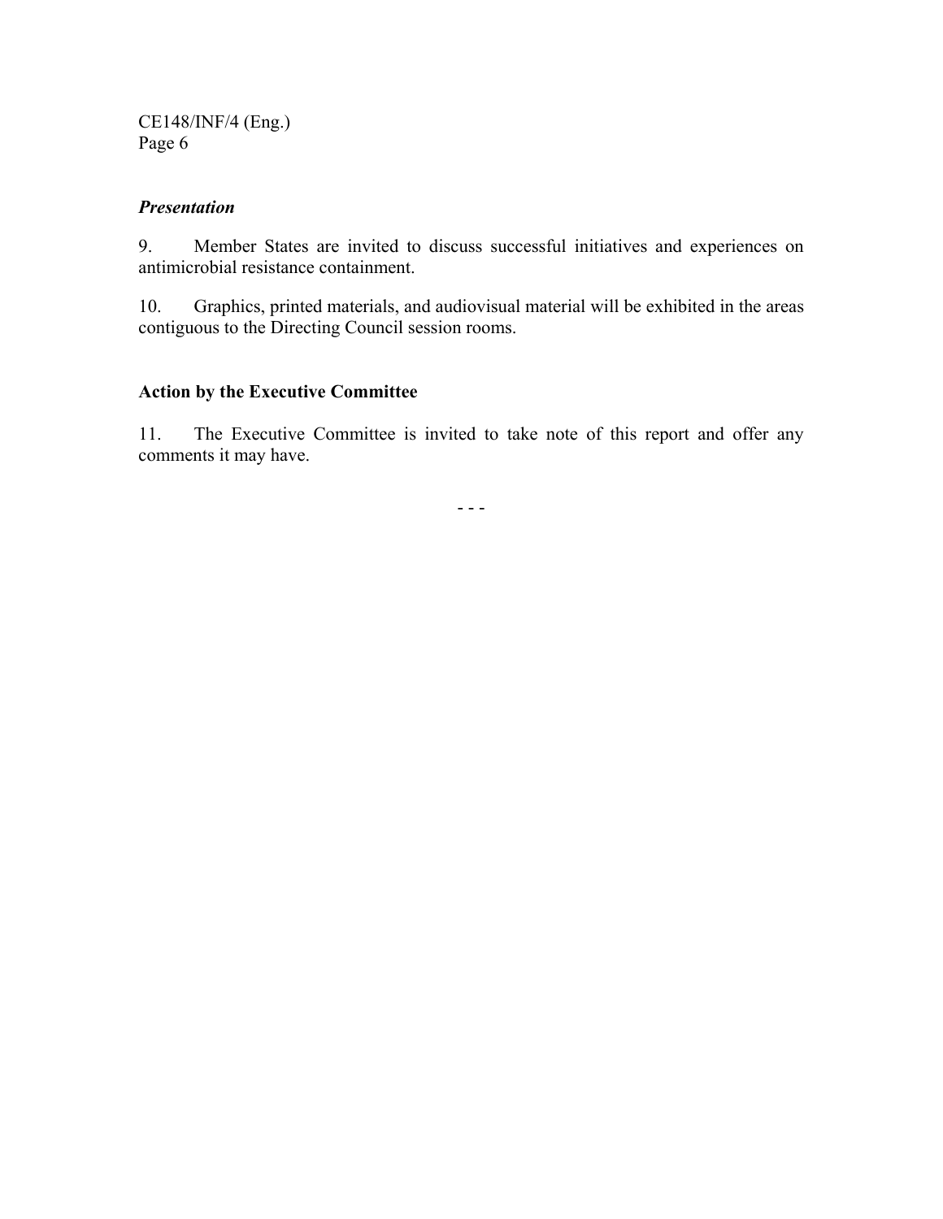*Presentation*

9. Member States are invited to discuss successful initiatives and experiences on antimicrobial resistance containment.

10. Graphics, printed materials, and audiovisual material will be exhibited in the areas contiguous to the Directing Council session rooms.

**Action by the Executive Committee**

11. The Executive Committee is invited to take note of this report and offer any comments it may have.

- - -